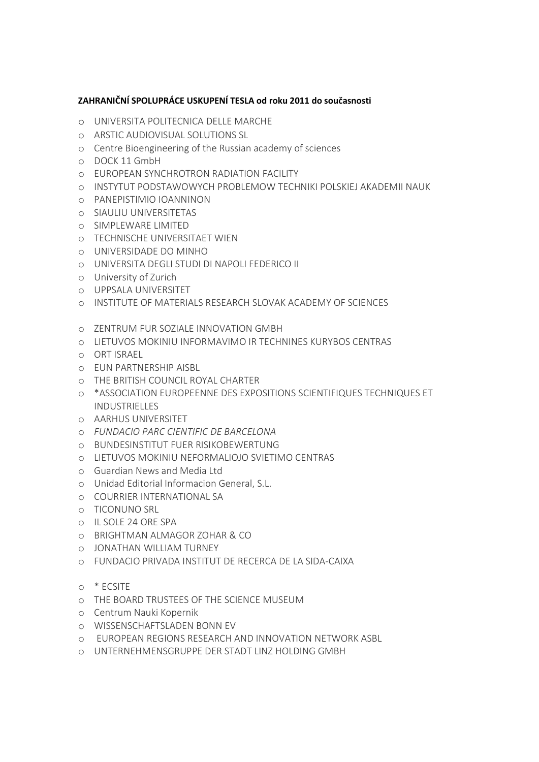**ZAHRANIČNÍ SPOLUPRÁCE USKUPENÍ TESLA od roku 2011 do současnosti**

- UNIVERSITA POLITECNICA DELLE MARCHE
- ARSTIC AUDIOVISUAL SOLUTIONS SL
- Centre Bioengineering of the Russian academy of sciences
- DOCK 11 GmbH
- EUROPEAN SYNCHROTRON RADIATION FACILITY
- INSTYTUT PODSTAWOWYCH PROBLEMOW TECHNIKI POLSKIEJ AKADEMII NAUK
- PANEPISTIMIO IOANNINON
- SIAULIU UNIVERSITETAS
- SIMPLEWARE LIMITED
- TECHNISCHE UNIVERSITAET WIEN
- UNIVERSIDADE DO MINHO
- UNIVERSITA DEGLI STUDI DI NAPOLI FEDERICO II
- University of Zurich
- UPPSALA UNIVERSITET
- INSTITUTE OF MATERIALS RESEARCH SLOVAK ACADEMY OF SCIENCES

- ZENTRUM FUR SOZIALE INNOVATION GMBH
- LIETUVOS MOKINIU INFORMAVIMO IR TECHNINES KURYBOS CENTRAS
- ORT ISRAEL
- EUN PARTNERSHIP AISBL
- THE BRITISH COUNCIL ROYAL CHARTER
- *ASSOCIATION EUROPEENNE DES EXPOSITIONS SCIENTIFIQUES TECHNIQUES ET INDUSTRIELLES
- AARHUS UNIVERSITET
- *FUNDACIO PARC CIENTIFIC DE BARCELONA*
- BUNDESINSTITUT FUER RISIKOBEWERTUNG
- LIETUVOS MOKINIU NEFORMALIOJO SVIETIMO CENTRAS
- Guardian News and Media Ltd
- Unidad Editorial Informacion General, S.L.
- COURRIER INTERNATIONAL SA
- TICONUNO SRL
- IL SOLE 24 ORE SPA
- BRIGHTMAN ALMAGOR ZOHAR & CO
- JONATHAN WILLIAM TURNEY
- FUNDACIO PRIVADA INSTITUT DE RECERCA DE LA SIDA-CAIXA

- * ECSITE
- THE BOARD TRUSTEES OF THE SCIENCE MUSEUM
- Centrum Nauki Kopernik
- WISSENSCHAFTSLADEN BONN EV
- EUROPEAN REGIONS RESEARCH AND INNOVATION NETWORK ASBL
- UNTERNEHMENSGRUPPE DER STADT LINZ HOLDING GMBH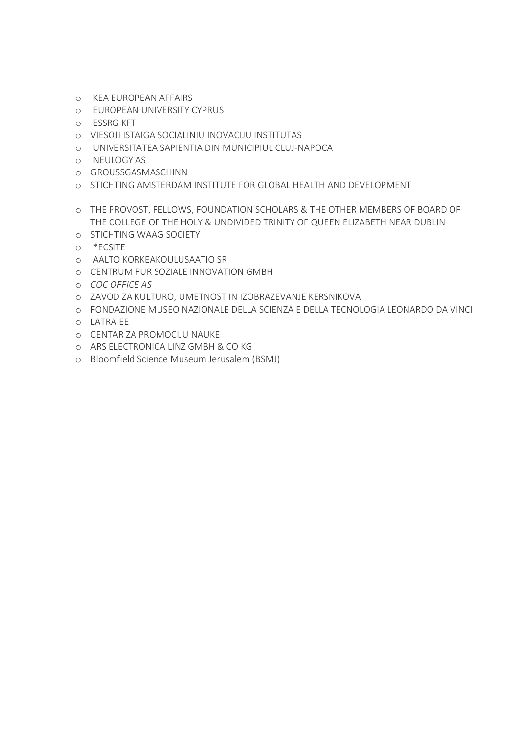- KEA EUROPEAN AFFAIRS
- EUROPEAN UNIVERSITY CYPRUS
- ESSRG KFT
- VIESOJI ISTAIGA SOCIALINIU INOVACIJU INSTITUTAS
- UNIVERSITATEA SAPIENTIA DIN MUNICIPIUL CLUJ-NAPOCA
- NEULOGY AS
- GROUSSGASMASCHINN
- STICHTING AMSTERDAM INSTITUTE FOR GLOBAL HEALTH AND DEVELOPMENT
- THE PROVOST, FELLOWS, FOUNDATION SCHOLARS & THE OTHER MEMBERS OF BOARD OF THE COLLEGE OF THE HOLY & UNDIVIDED TRINITY OF QUEEN ELIZABETH NEAR DUBLIN
- STICHTING WAAG SOCIETY
- *ECSITE
- AALTO KORKEAKOULUSAATIO SR
- CENTRUM FUR SOZIALE INNOVATION GMBH
- *COC OFFICE AS*
- ZAVOD ZA KULTURO, UMETNOST IN IZOBRAZEVANJE KERSNIKOVA
- FONDAZIONE MUSEO NAZIONALE DELLA SCIENZA E DELLA TECNOLOGIA LEONARDO DA VINCI
- LATRA EE
- CENTAR ZA PROMOCIJU NAUKE
- ARS ELECTRONICA LINZ GMBH & CO KG
- Bloomfield Science Museum Jerusalem (BSMJ)